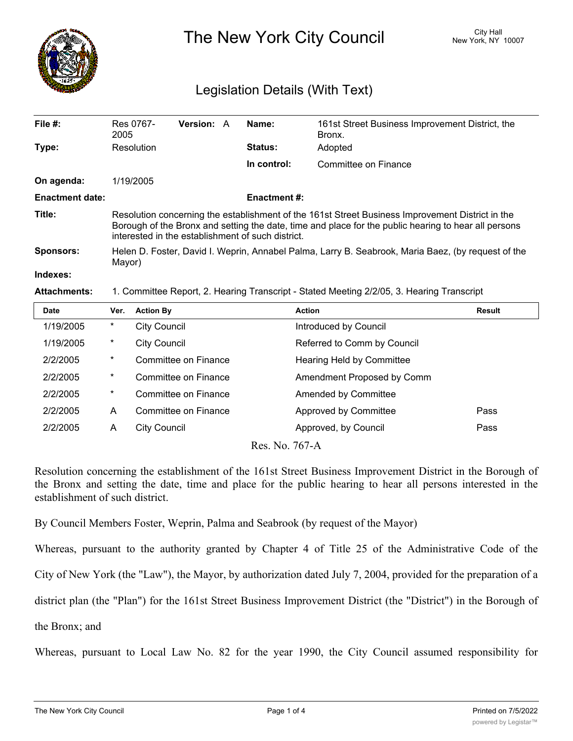# The New York City Council

City Hall
New York, NY 10007

## Legislation Details (With Text)

| | | | |
|---|---|---|---|
| **File #:** | Res 0767-2005 **Version:** A | **Name:** | 161st Street Business Improvement District, the Bronx. |
| **Type:** | Resolution | **Status:** | Adopted |
| | | **In control:** | Committee on Finance |
| **On agenda:** | 1/19/2005 | | |
| **Enactment date:** | | **Enactment #:** | |

**Title:** Resolution concerning the establishment of the 161st Street Business Improvement District in the Borough of the Bronx and setting the date, time and place for the public hearing to hear all persons interested in the establishment of such district.

**Sponsors:** Helen D. Foster, David I. Weprin, Annabel Palma, Larry B. Seabrook, Maria Baez, (by request of the Mayor)

**Indexes:**

**Attachments:** 1. Committee Report, 2. Hearing Transcript - Stated Meeting 2/2/05, 3. Hearing Transcript

| Date | Ver. | Action By | Action | Result |
|---|---|---|---|---|
| 1/19/2005 | * | City Council | Introduced by Council | |
| 1/19/2005 | * | City Council | Referred to Comm by Council | |
| 2/2/2005 | * | Committee on Finance | Hearing Held by Committee | |
| 2/2/2005 | * | Committee on Finance | Amendment Proposed by Comm | |
| 2/2/2005 | * | Committee on Finance | Amended by Committee | |
| 2/2/2005 | A | Committee on Finance | Approved by Committee | Pass |
| 2/2/2005 | A | City Council | Approved, by Council | Pass |

Res. No. 767-A

Resolution concerning the establishment of the 161st Street Business Improvement District in the Borough of the Bronx and setting the date, time and place for the public hearing to hear all persons interested in the establishment of such district.

By Council Members Foster, Weprin, Palma and Seabrook (by request of the Mayor)

Whereas, pursuant to the authority granted by Chapter 4 of Title 25 of the Administrative Code of the City of New York (the "Law"), the Mayor, by authorization dated July 7, 2004, provided for the preparation of a district plan (the "Plan") for the 161st Street Business Improvement District (the "District") in the Borough of the Bronx; and

Whereas, pursuant to Local Law No. 82 for the year 1990, the City Council assumed responsibility for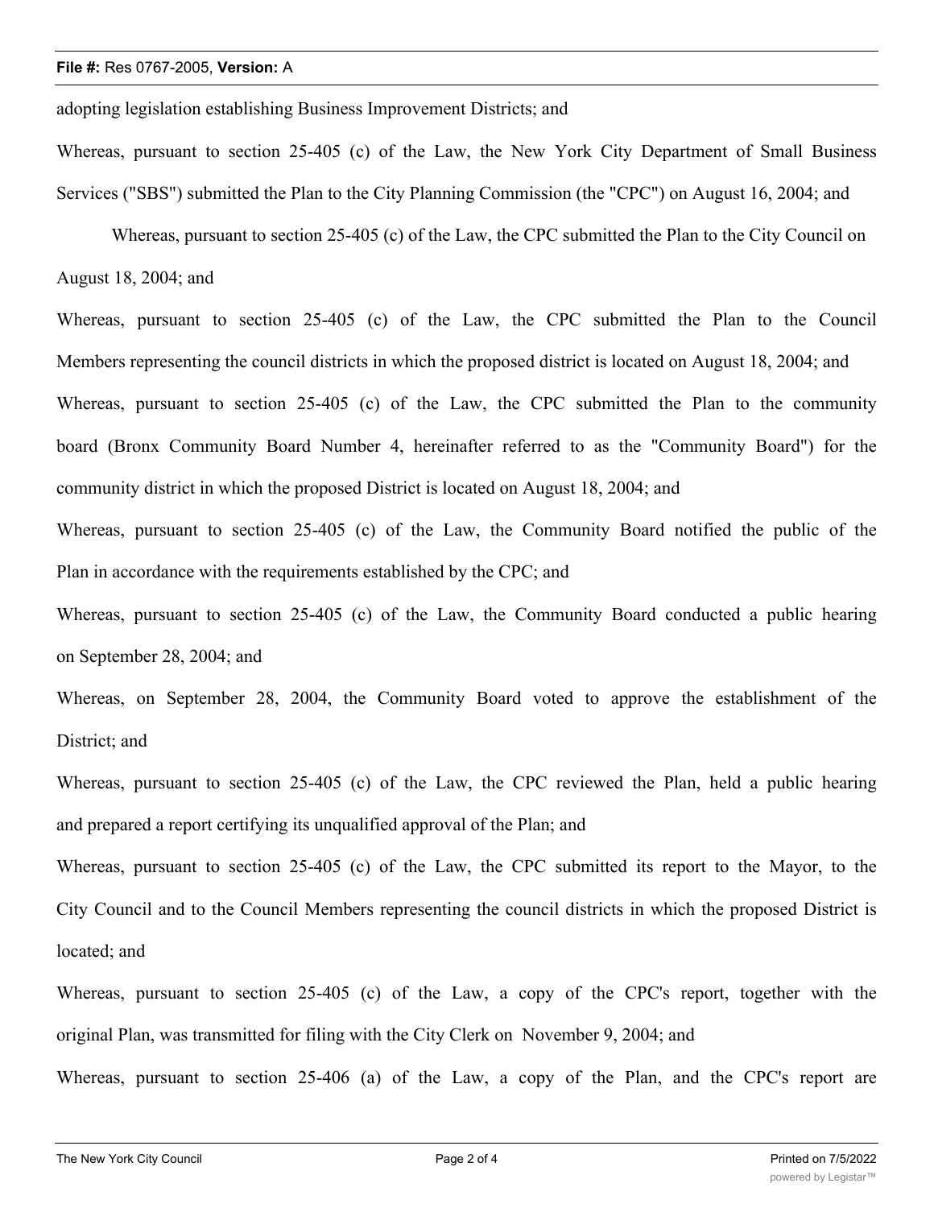adopting legislation establishing Business Improvement Districts; and

Whereas, pursuant to section 25-405 (c) of the Law, the New York City Department of Small Business Services ("SBS") submitted the Plan to the City Planning Commission (the "CPC") on August 16, 2004; and

Whereas, pursuant to section 25-405 (c) of the Law, the CPC submitted the Plan to the City Council on August 18, 2004; and

Whereas, pursuant to section 25-405 (c) of the Law, the CPC submitted the Plan to the Council Members representing the council districts in which the proposed district is located on August 18, 2004; and

Whereas, pursuant to section 25-405 (c) of the Law, the CPC submitted the Plan to the community board (Bronx Community Board Number 4, hereinafter referred to as the "Community Board") for the community district in which the proposed District is located on August 18, 2004; and

Whereas, pursuant to section 25-405 (c) of the Law, the Community Board notified the public of the Plan in accordance with the requirements established by the CPC; and

Whereas, pursuant to section 25-405 (c) of the Law, the Community Board conducted a public hearing on September 28, 2004; and

Whereas, on September 28, 2004, the Community Board voted to approve the establishment of the District; and

Whereas, pursuant to section 25-405 (c) of the Law, the CPC reviewed the Plan, held a public hearing and prepared a report certifying its unqualified approval of the Plan; and

Whereas, pursuant to section 25-405 (c) of the Law, the CPC submitted its report to the Mayor, to the City Council and to the Council Members representing the council districts in which the proposed District is located; and

Whereas, pursuant to section 25-405 (c) of the Law, a copy of the CPC's report, together with the original Plan, was transmitted for filing with the City Clerk on November 9, 2004; and

Whereas, pursuant to section 25-406 (a) of the Law, a copy of the Plan, and the CPC's report are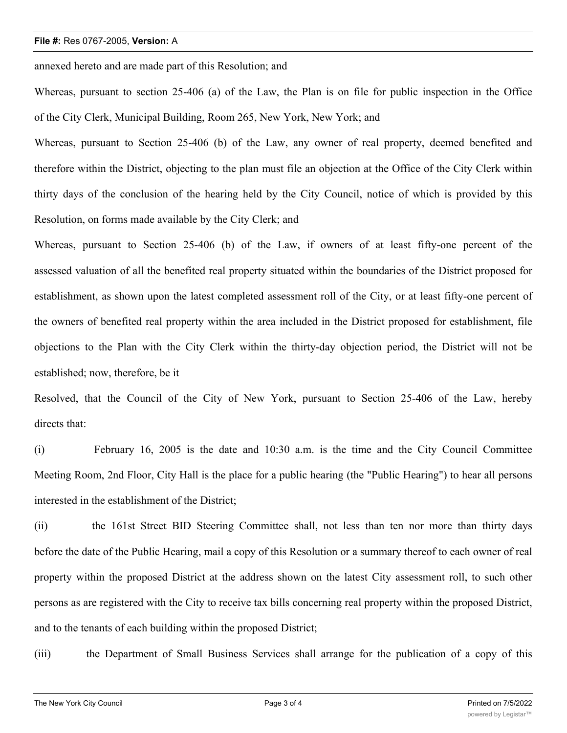annexed hereto and are made part of this Resolution; and

Whereas, pursuant to section 25-406 (a) of the Law, the Plan is on file for public inspection in the Office of the City Clerk, Municipal Building, Room 265, New York, New York; and

Whereas, pursuant to Section 25-406 (b) of the Law, any owner of real property, deemed benefited and therefore within the District, objecting to the plan must file an objection at the Office of the City Clerk within thirty days of the conclusion of the hearing held by the City Council, notice of which is provided by this Resolution, on forms made available by the City Clerk; and

Whereas, pursuant to Section 25-406 (b) of the Law, if owners of at least fifty-one percent of the assessed valuation of all the benefited real property situated within the boundaries of the District proposed for establishment, as shown upon the latest completed assessment roll of the City, or at least fifty-one percent of the owners of benefited real property within the area included in the District proposed for establishment, file objections to the Plan with the City Clerk within the thirty-day objection period, the District will not be established; now, therefore, be it

Resolved, that the Council of the City of New York, pursuant to Section 25-406 of the Law, hereby directs that:

(i) February 16, 2005 is the date and 10:30 a.m. is the time and the City Council Committee Meeting Room, 2nd Floor, City Hall is the place for a public hearing (the "Public Hearing") to hear all persons interested in the establishment of the District;

(ii) the 161st Street BID Steering Committee shall, not less than ten nor more than thirty days before the date of the Public Hearing, mail a copy of this Resolution or a summary thereof to each owner of real property within the proposed District at the address shown on the latest City assessment roll, to such other persons as are registered with the City to receive tax bills concerning real property within the proposed District, and to the tenants of each building within the proposed District;

(iii) the Department of Small Business Services shall arrange for the publication of a copy of this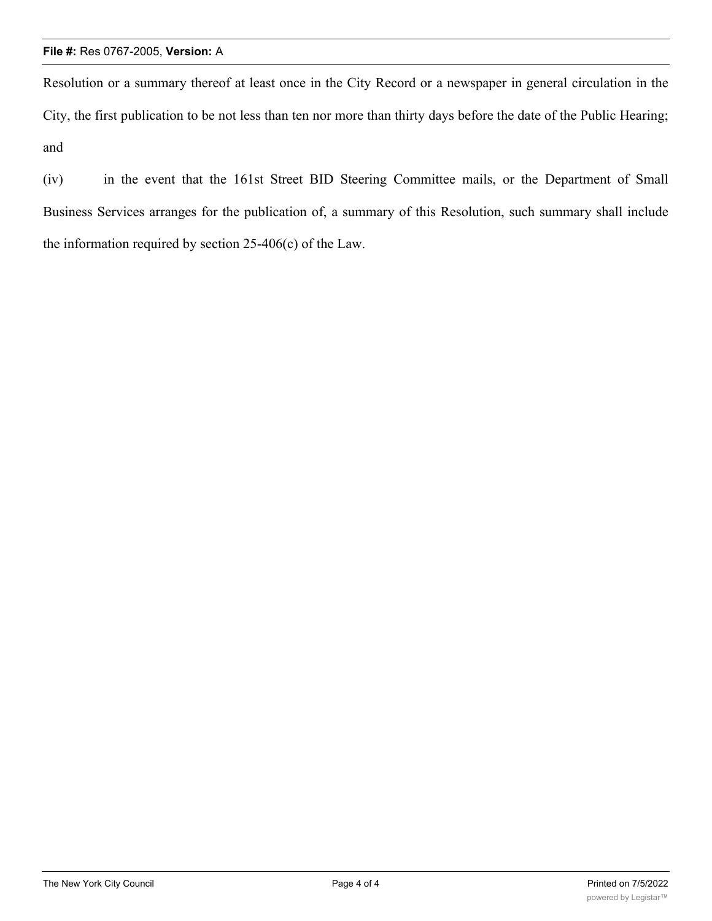Resolution or a summary thereof at least once in the City Record or a newspaper in general circulation in the City, the first publication to be not less than ten nor more than thirty days before the date of the Public Hearing; and

(iv) in the event that the 161st Street BID Steering Committee mails, or the Department of Small Business Services arranges for the publication of, a summary of this Resolution, such summary shall include the information required by section 25-406(c) of the Law.